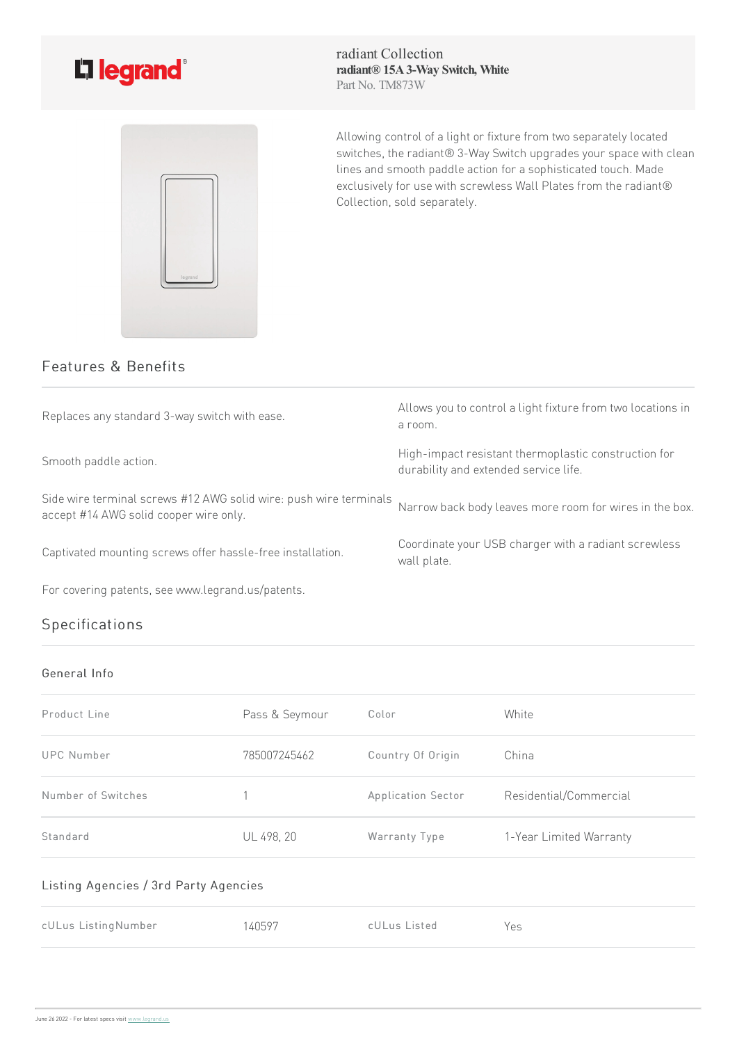legrand®

radiant Collection
**radiant® 15A 3-Way Switch, White**
Part No. TM873W

Allowing control of a light or fixture from two separately located switches, the radiant® 3-Way Switch upgrades your space with clean lines and smooth paddle action for a sophisticated touch. Made exclusively for use with screwless Wall Plates from the radiant® Collection, sold separately.

## Features & Benefits

| | |
|---|---|
| Replaces any standard 3-way switch with ease. | Allows you to control a light fixture from two locations in a room. |
| Smooth paddle action. | High-impact resistant thermoplastic construction for durability and extended service life. |
| Side wire terminal screws #12 AWG solid wire: push wire terminals accept #14 AWG solid cooper wire only. | Narrow back body leaves more room for wires in the box. |
| Captivated mounting screws offer hassle-free installation. | Coordinate your USB charger with a radiant screwless wall plate. |
| For covering patents, see www.legrand.us/patents. | |

## Specifications

### General Info

| | | | |
|---|---|---|---|
| Product Line | Pass & Seymour | Color | White |
| UPC Number | 785007245462 | Country Of Origin | China |
| Number of Switches | 1 | Application Sector | Residential/Commercial |
| Standard | UL 498, 20 | Warranty Type | 1-Year Limited Warranty |

### Listing Agencies / 3rd Party Agencies

| | | | |
|---|---|---|---|
| cULus ListingNumber | 140597 | cULus Listed | Yes |

June 26 2022 - For latest specs visit www.legrand.us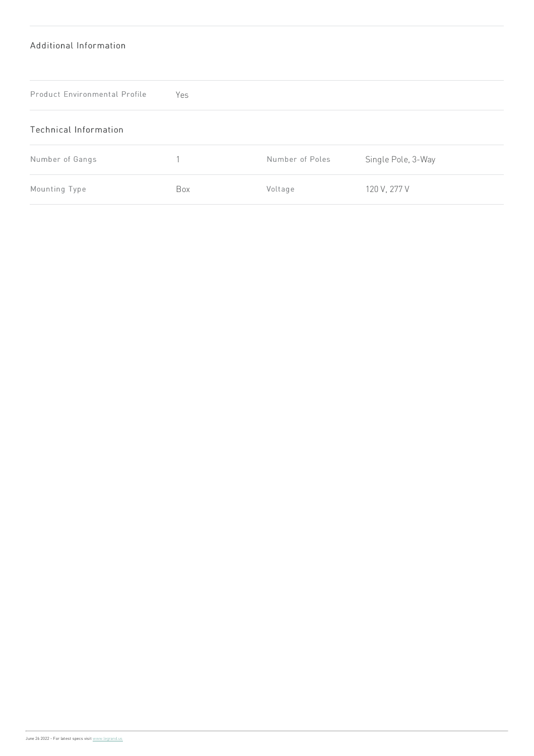## Additional Information

| | |
|---|---|
| Product Environmental Profile | Yes |

## Technical Information

| | | | |
|---|---|---|---|
| Number of Gangs | 1 | Number of Poles | Single Pole, 3-Way |
| Mounting Type | Box | Voltage | 120 V, 277 V |

June 26 2022 - For latest specs visit www.legrand.us